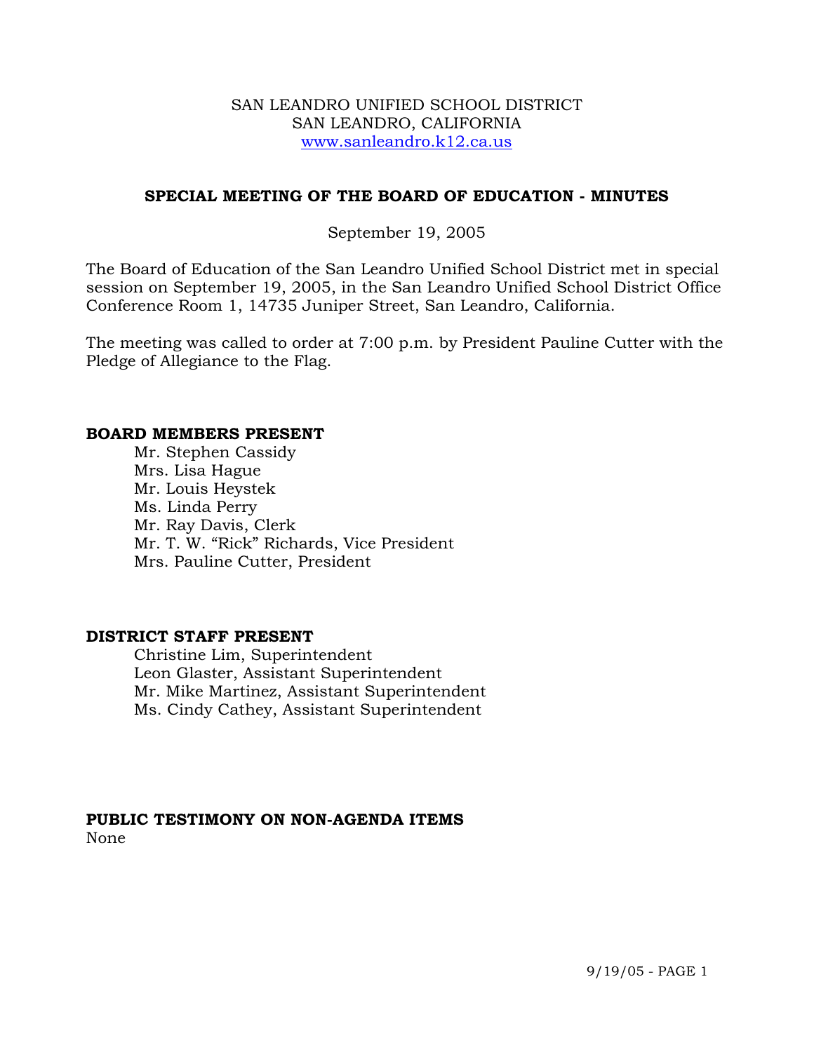SAN LEANDRO UNIFIED SCHOOL DISTRICT
SAN LEANDRO, CALIFORNIA
www.sanleandro.k12.ca.us

## SPECIAL MEETING OF THE BOARD OF EDUCATION - MINUTES

September 19, 2005

The Board of Education of the San Leandro Unified School District met in special session on September 19, 2005, in the San Leandro Unified School District Office Conference Room 1, 14735 Juniper Street, San Leandro, California.

The meeting was called to order at 7:00 p.m. by President Pauline Cutter with the Pledge of Allegiance to the Flag.

**BOARD MEMBERS PRESENT**

Mr. Stephen Cassidy
Mrs. Lisa Hague
Mr. Louis Heystek
Ms. Linda Perry
Mr. Ray Davis, Clerk
Mr. T. W. "Rick" Richards, Vice President
Mrs. Pauline Cutter, President

**DISTRICT STAFF PRESENT**

Christine Lim, Superintendent
Leon Glaster, Assistant Superintendent
Mr. Mike Martinez, Assistant Superintendent
Ms. Cindy Cathey, Assistant Superintendent

**PUBLIC TESTIMONY ON NON-AGENDA ITEMS**

None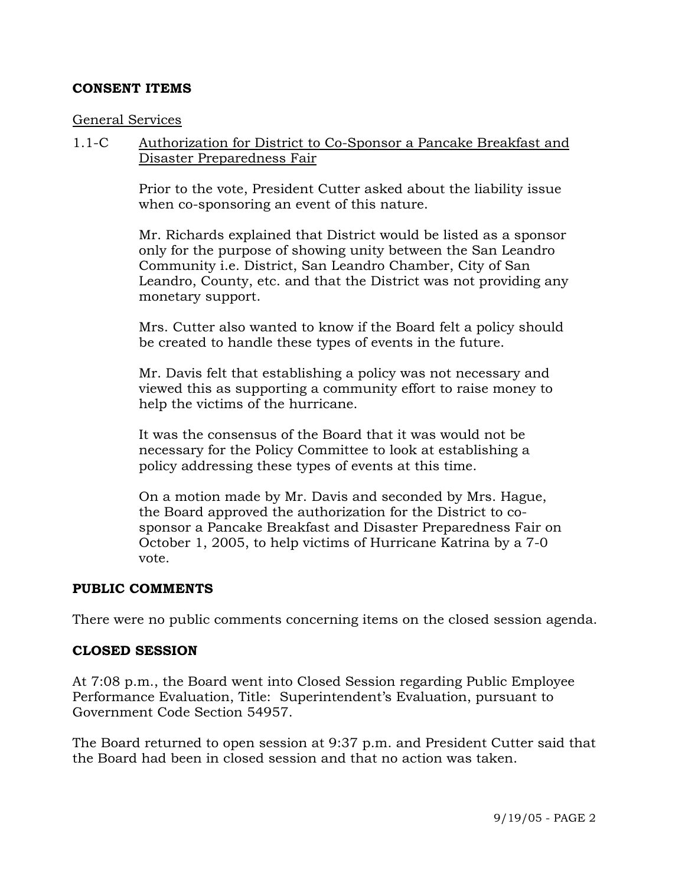## CONSENT ITEMS

General Services

1.1-C Authorization for District to Co-Sponsor a Pancake Breakfast and Disaster Preparedness Fair

Prior to the vote, President Cutter asked about the liability issue when co-sponsoring an event of this nature.

Mr. Richards explained that District would be listed as a sponsor only for the purpose of showing unity between the San Leandro Community i.e. District, San Leandro Chamber, City of San Leandro, County, etc. and that the District was not providing any monetary support.

Mrs. Cutter also wanted to know if the Board felt a policy should be created to handle these types of events in the future.

Mr. Davis felt that establishing a policy was not necessary and viewed this as supporting a community effort to raise money to help the victims of the hurricane.

It was the consensus of the Board that it was would not be necessary for the Policy Committee to look at establishing a policy addressing these types of events at this time.

On a motion made by Mr. Davis and seconded by Mrs. Hague, the Board approved the authorization for the District to co-sponsor a Pancake Breakfast and Disaster Preparedness Fair on October 1, 2005, to help victims of Hurricane Katrina by a 7-0 vote.

## PUBLIC COMMENTS

There were no public comments concerning items on the closed session agenda.

## CLOSED SESSION

At 7:08 p.m., the Board went into Closed Session regarding Public Employee Performance Evaluation, Title: Superintendent's Evaluation, pursuant to Government Code Section 54957.

The Board returned to open session at 9:37 p.m. and President Cutter said that the Board had been in closed session and that no action was taken.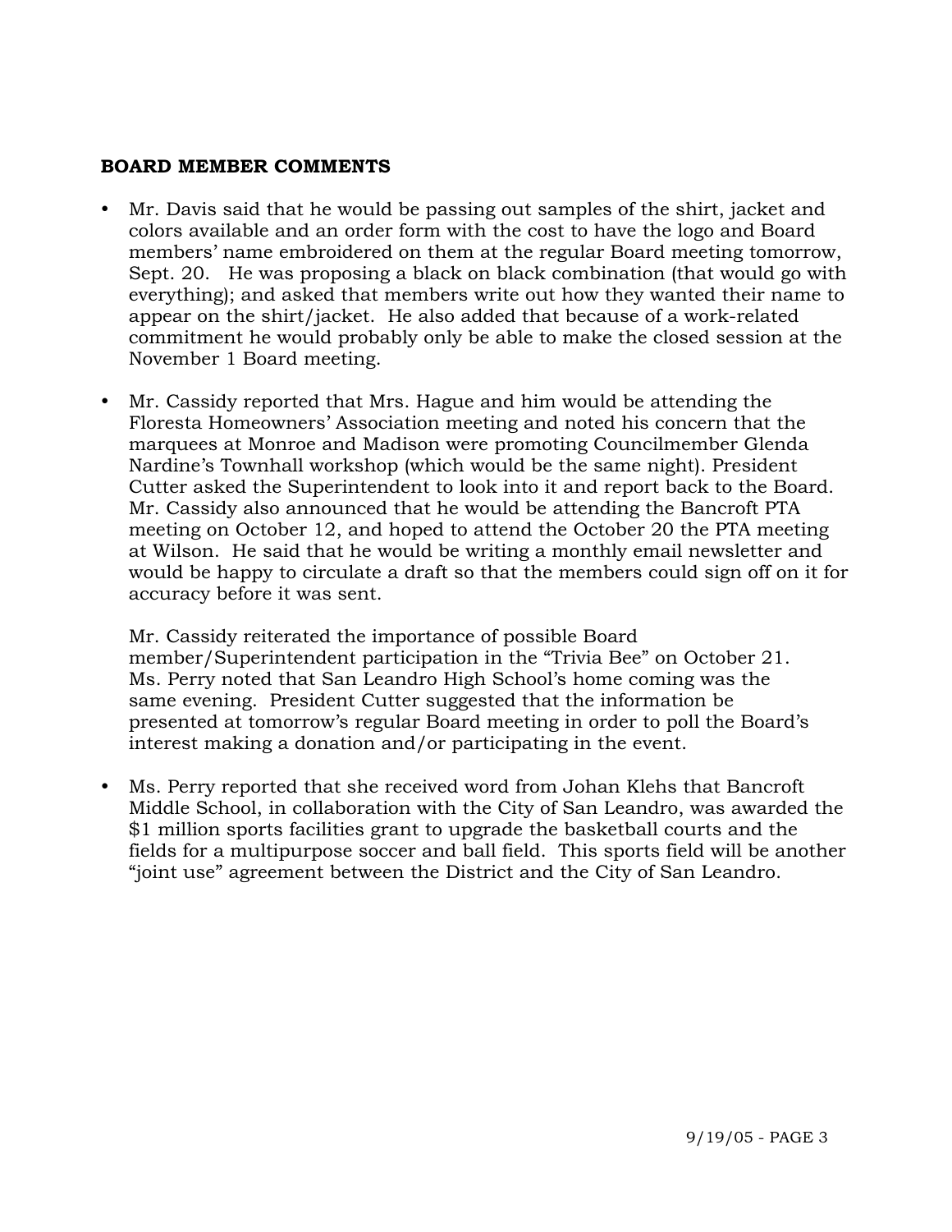**BOARD MEMBER COMMENTS**

- Mr. Davis said that he would be passing out samples of the shirt, jacket and colors available and an order form with the cost to have the logo and Board members' name embroidered on them at the regular Board meeting tomorrow, Sept. 20. He was proposing a black on black combination (that would go with everything); and asked that members write out how they wanted their name to appear on the shirt/jacket. He also added that because of a work-related commitment he would probably only be able to make the closed session at the November 1 Board meeting.

- Mr. Cassidy reported that Mrs. Hague and him would be attending the Floresta Homeowners' Association meeting and noted his concern that the marquees at Monroe and Madison were promoting Councilmember Glenda Nardine's Townhall workshop (which would be the same night). President Cutter asked the Superintendent to look into it and report back to the Board. Mr. Cassidy also announced that he would be attending the Bancroft PTA meeting on October 12, and hoped to attend the October 20 the PTA meeting at Wilson. He said that he would be writing a monthly email newsletter and would be happy to circulate a draft so that the members could sign off on it for accuracy before it was sent.

  Mr. Cassidy reiterated the importance of possible Board member/Superintendent participation in the "Trivia Bee" on October 21. Ms. Perry noted that San Leandro High School's home coming was the same evening. President Cutter suggested that the information be presented at tomorrow's regular Board meeting in order to poll the Board's interest making a donation and/or participating in the event.

- Ms. Perry reported that she received word from Johan Klehs that Bancroft Middle School, in collaboration with the City of San Leandro, was awarded the $1 million sports facilities grant to upgrade the basketball courts and the fields for a multipurpose soccer and ball field. This sports field will be another "joint use" agreement between the District and the City of San Leandro.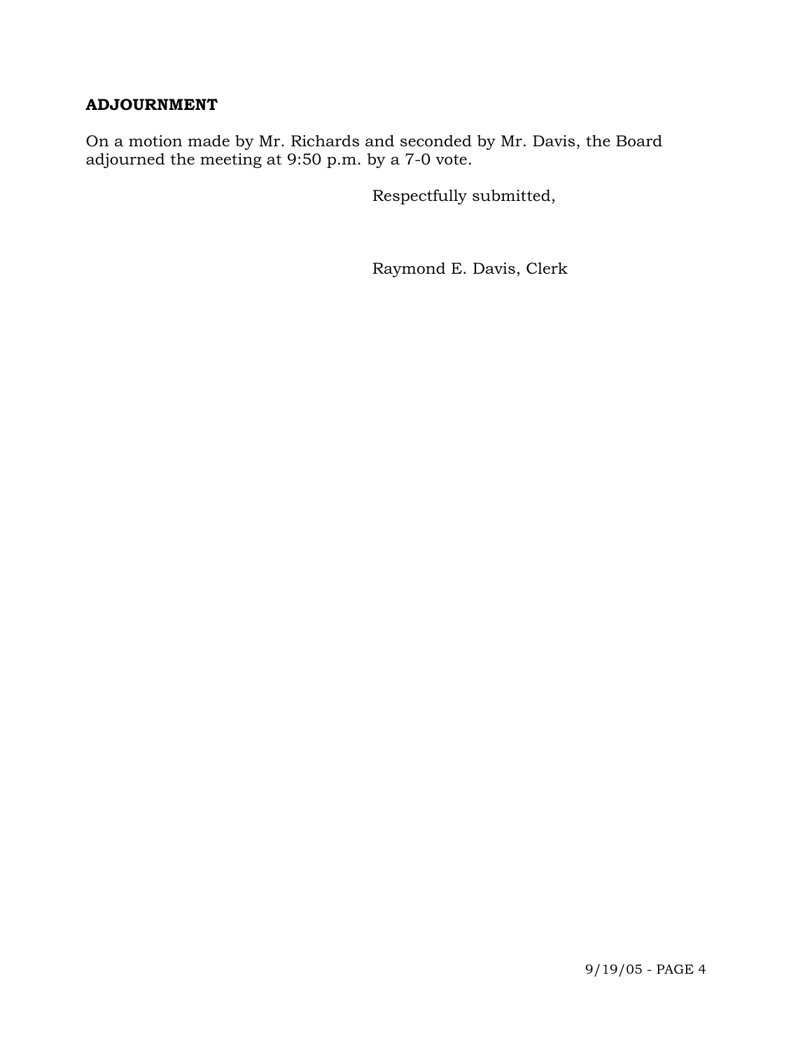## ADJOURNMENT

On a motion made by Mr. Richards and seconded by Mr. Davis, the Board adjourned the meeting at 9:50 p.m. by a 7-0 vote.

Respectfully submitted,

Raymond E. Davis, Clerk